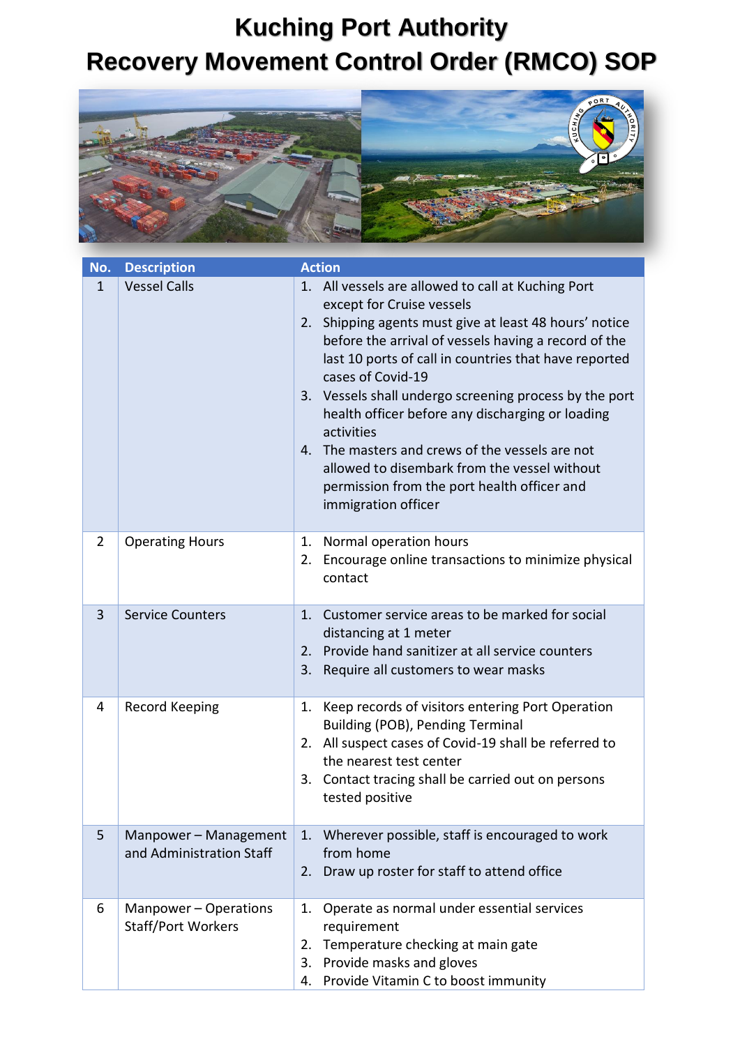# Kuching Port Authority
# Recovery Movement Control Order (RMCO) SOP

| No. | Description | Action |
|---|---|---|
| 1 | Vessel Calls | 1. All vessels are allowed to call at Kuching Port except for Cruise vessels<br>2. Shipping agents must give at least 48 hours' notice before the arrival of vessels having a record of the last 10 ports of call in countries that have reported cases of Covid-19<br>3. Vessels shall undergo screening process by the port health officer before any discharging or loading activities<br>4. The masters and crews of the vessels are not allowed to disembark from the vessel without permission from the port health officer and immigration officer |
| 2 | Operating Hours | 1. Normal operation hours<br>2. Encourage online transactions to minimize physical contact |
| 3 | Service Counters | 1. Customer service areas to be marked for social distancing at 1 meter<br>2. Provide hand sanitizer at all service counters<br>3. Require all customers to wear masks |
| 4 | Record Keeping | 1. Keep records of visitors entering Port Operation Building (POB), Pending Terminal<br>2. All suspect cases of Covid-19 shall be referred to the nearest test center<br>3. Contact tracing shall be carried out on persons tested positive |
| 5 | Manpower – Management and Administration Staff | 1. Wherever possible, staff is encouraged to work from home<br>2. Draw up roster for staff to attend office |
| 6 | Manpower – Operations Staff/Port Workers | 1. Operate as normal under essential services requirement<br>2. Temperature checking at main gate<br>3. Provide masks and gloves<br>4. Provide Vitamin C to boost immunity |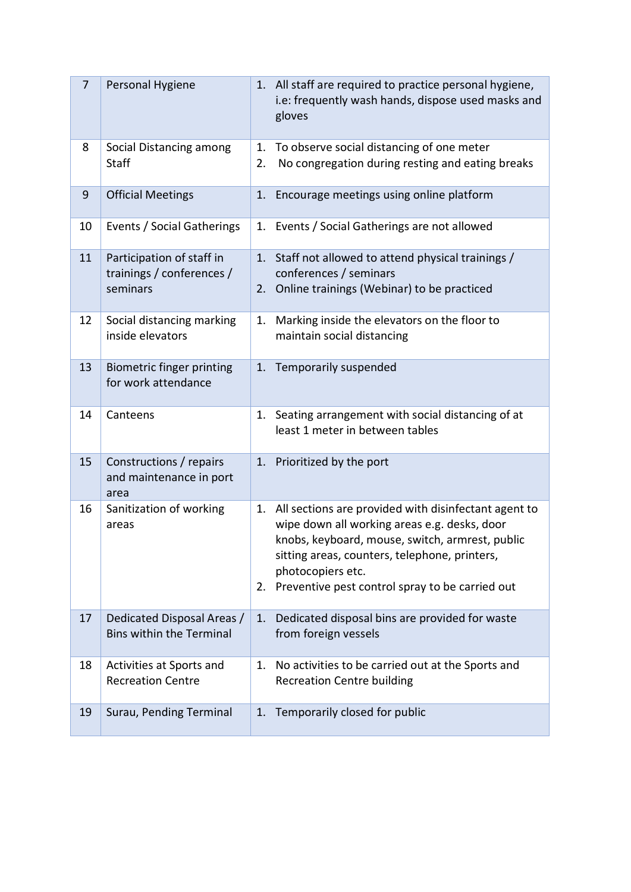| | | |
|---|---|---|
| 7 | Personal Hygiene | 1. All staff are required to practice personal hygiene, i.e: frequently wash hands, dispose used masks and gloves |
| 8 | Social Distancing among Staff | 1. To observe social distancing of one meter<br>2. No congregation during resting and eating breaks |
| 9 | Official Meetings | 1. Encourage meetings using online platform |
| 10 | Events / Social Gatherings | 1. Events / Social Gatherings are not allowed |
| 11 | Participation of staff in trainings / conferences / seminars | 1. Staff not allowed to attend physical trainings / conferences / seminars<br>2. Online trainings (Webinar) to be practiced |
| 12 | Social distancing marking inside elevators | 1. Marking inside the elevators on the floor to maintain social distancing |
| 13 | Biometric finger printing for work attendance | 1. Temporarily suspended |
| 14 | Canteens | 1. Seating arrangement with social distancing of at least 1 meter in between tables |
| 15 | Constructions / repairs and maintenance in port area | 1. Prioritized by the port |
| 16 | Sanitization of working areas | 1. All sections are provided with disinfectant agent to wipe down all working areas e.g. desks, door knobs, keyboard, mouse, switch, armrest, public sitting areas, counters, telephone, printers, photocopiers etc.<br>2. Preventive pest control spray to be carried out |
| 17 | Dedicated Disposal Areas / Bins within the Terminal | 1. Dedicated disposal bins are provided for waste from foreign vessels |
| 18 | Activities at Sports and Recreation Centre | 1. No activities to be carried out at the Sports and Recreation Centre building |
| 19 | Surau, Pending Terminal | 1. Temporarily closed for public |